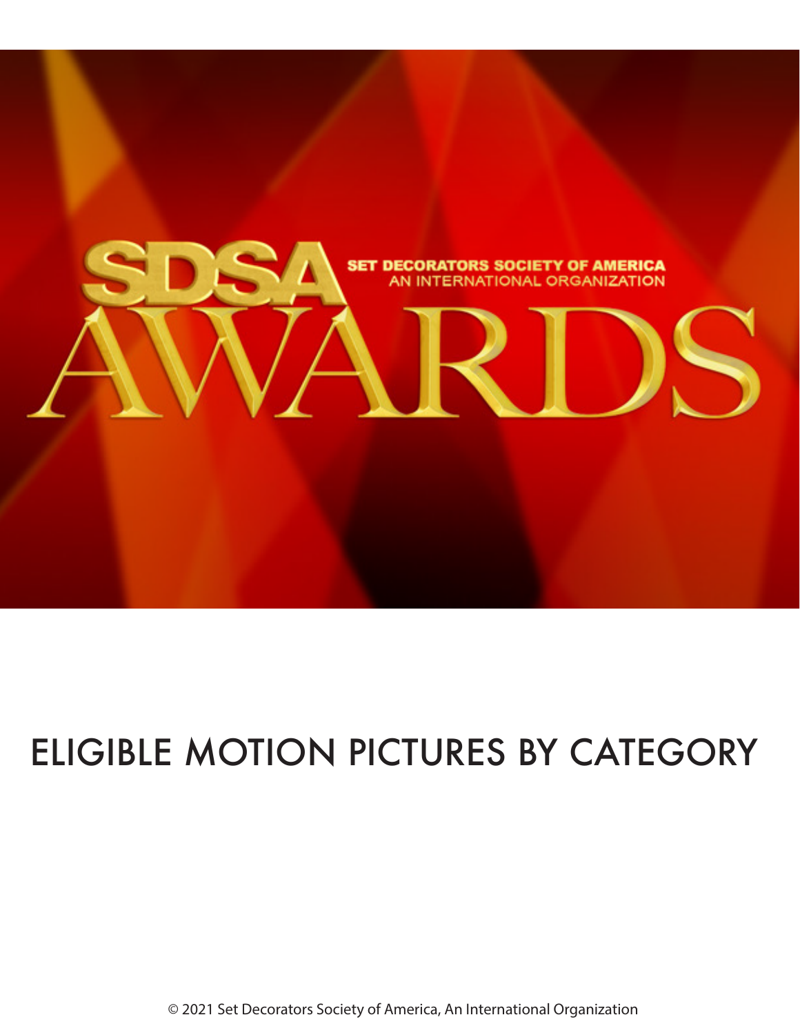SDSA

SET DECORATORS SOCIETY OF AMERICA
AN INTERNATIONAL ORGANIZATION

AWARDS

# ELIGIBLE MOTION PICTURES BY CATEGORY

© 2021 Set Decorators Society of America, An International Organization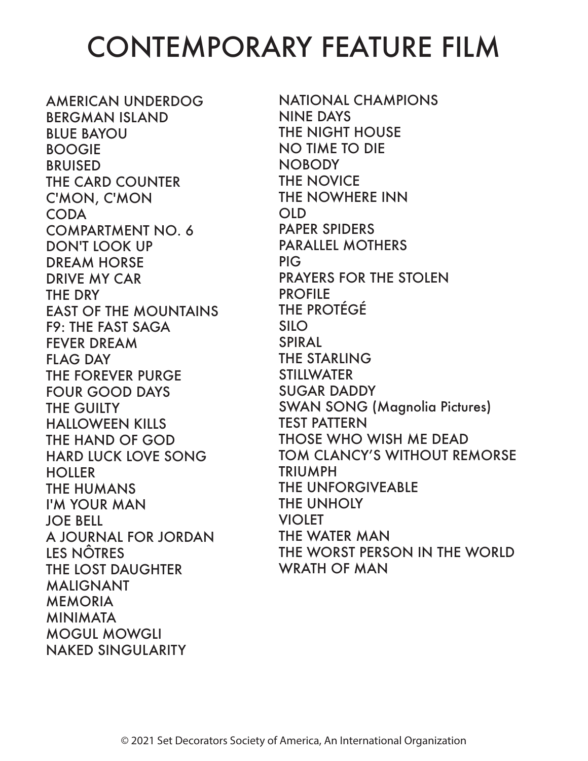# CONTEMPORARY FEATURE FILM

AMERICAN UNDERDOG
BERGMAN ISLAND
BLUE BAYOU
BOOGIE
BRUISED
THE CARD COUNTER
C'MON, C'MON
CODA
COMPARTMENT NO. 6
DON'T LOOK UP
DREAM HORSE
DRIVE MY CAR
THE DRY
EAST OF THE MOUNTAINS
F9: THE FAST SAGA
FEVER DREAM
FLAG DAY
THE FOREVER PURGE
FOUR GOOD DAYS
THE GUILTY
HALLOWEEN KILLS
THE HAND OF GOD
HARD LUCK LOVE SONG
HOLLER
THE HUMANS
I'M YOUR MAN
JOE BELL
A JOURNAL FOR JORDAN
LES NÔTRES
THE LOST DAUGHTER
MALIGNANT
MEMORIA
MINIMATA
MOGUL MOWGLI
NAKED SINGULARITY
NATIONAL CHAMPIONS
NINE DAYS
THE NIGHT HOUSE
NO TIME TO DIE
NOBODY
THE NOVICE
THE NOWHERE INN
OLD
PAPER SPIDERS
PARALLEL MOTHERS
PIG
PRAYERS FOR THE STOLEN
PROFILE
THE PROTÉGÉ
SILO
SPIRAL
THE STARLING
STILLWATER
SUGAR DADDY
SWAN SONG (Magnolia Pictures)
TEST PATTERN
THOSE WHO WISH ME DEAD
TOM CLANCY'S WITHOUT REMORSE
TRIUMPH
THE UNFORGIVEABLE
THE UNHOLY
VIOLET
THE WATER MAN
THE WORST PERSON IN THE WORLD
WRATH OF MAN

© 2021 Set Decorators Society of America, An International Organization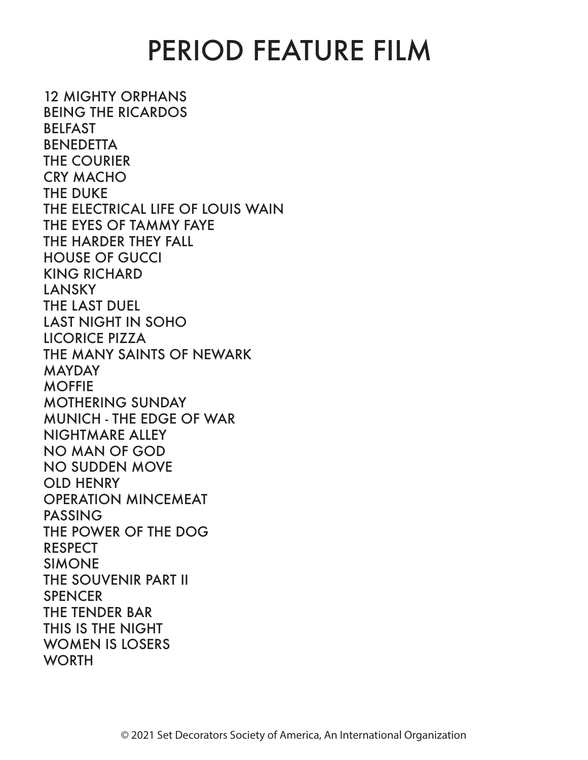# PERIOD FEATURE FILM

12 MIGHTY ORPHANS
BEING THE RICARDOS
BELFAST
BENEDETTA
THE COURIER
CRY MACHO
THE DUKE
THE ELECTRICAL LIFE OF LOUIS WAIN
THE EYES OF TAMMY FAYE
THE HARDER THEY FALL
HOUSE OF GUCCI
KING RICHARD
LANSKY
THE LAST DUEL
LAST NIGHT IN SOHO
LICORICE PIZZA
THE MANY SAINTS OF NEWARK
MAYDAY
MOFFIE
MOTHERING SUNDAY
MUNICH - THE EDGE OF WAR
NIGHTMARE ALLEY
NO MAN OF GOD
NO SUDDEN MOVE
OLD HENRY
OPERATION MINCEMEAT
PASSING
THE POWER OF THE DOG
RESPECT
SIMONE
THE SOUVENIR PART II
SPENCER
THE TENDER BAR
THIS IS THE NIGHT
WOMEN IS LOSERS
WORTH

© 2021 Set Decorators Society of America, An International Organization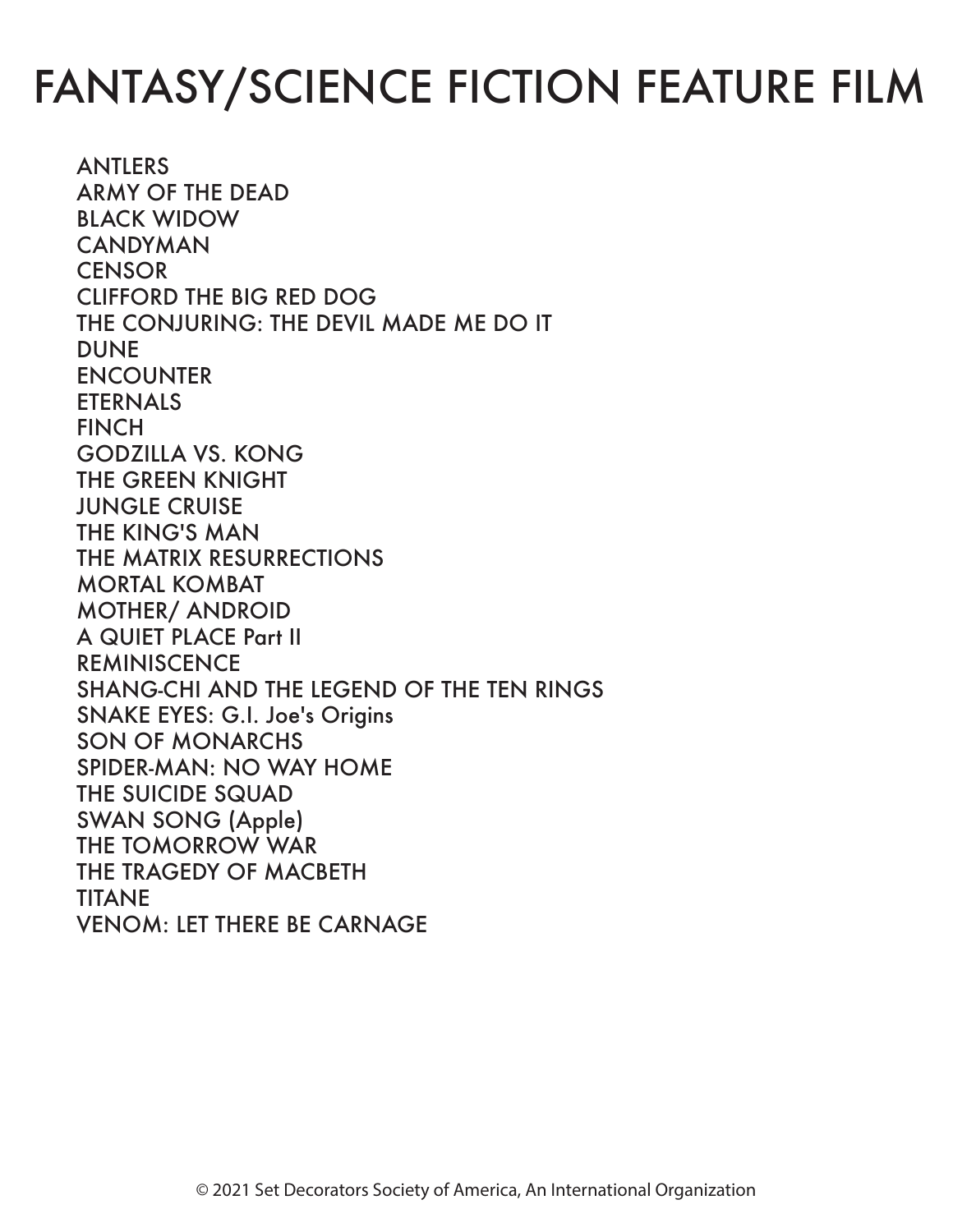# FANTASY/SCIENCE FICTION FEATURE FILM

ANTLERS
ARMY OF THE DEAD
BLACK WIDOW
CANDYMAN
CENSOR
CLIFFORD THE BIG RED DOG
THE CONJURING: THE DEVIL MADE ME DO IT
DUNE
ENCOUNTER
ETERNALS
FINCH
GODZILLA VS. KONG
THE GREEN KNIGHT
JUNGLE CRUISE
THE KING'S MAN
THE MATRIX RESURRECTIONS
MORTAL KOMBAT
MOTHER/ ANDROID
A QUIET PLACE Part II
REMINISCENCE
SHANG-CHI AND THE LEGEND OF THE TEN RINGS
SNAKE EYES: G.I. Joe's Origins
SON OF MONARCHS
SPIDER-MAN: NO WAY HOME
THE SUICIDE SQUAD
SWAN SONG (Apple)
THE TOMORROW WAR
THE TRAGEDY OF MACBETH
TITANE
VENOM: LET THERE BE CARNAGE

© 2021 Set Decorators Society of America, An International Organization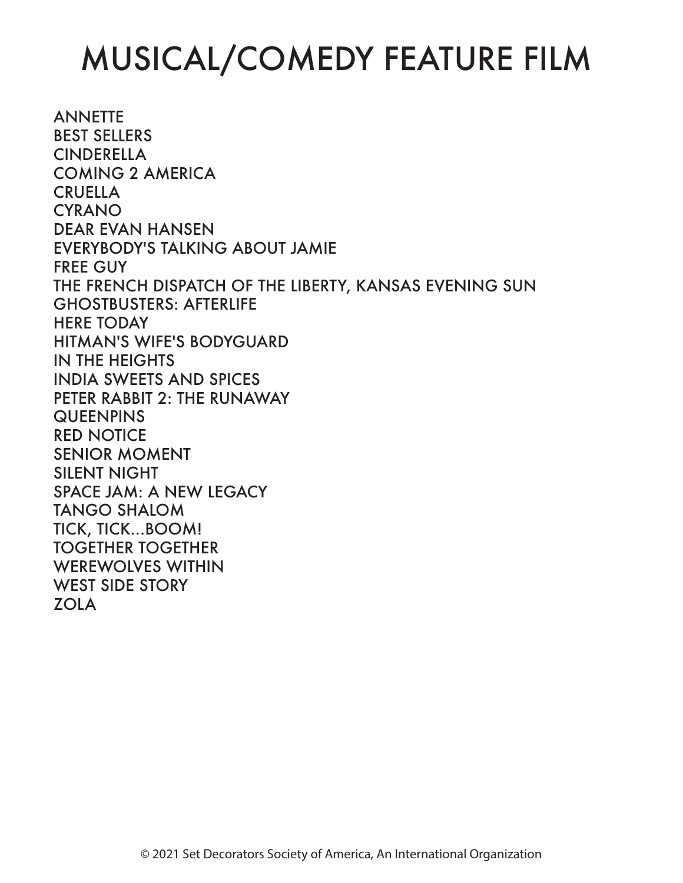# MUSICAL/COMEDY FEATURE FILM

ANNETTE
BEST SELLERS
CINDERELLA
COMING 2 AMERICA
CRUELLA
CYRANO
DEAR EVAN HANSEN
EVERYBODY'S TALKING ABOUT JAMIE
FREE GUY
THE FRENCH DISPATCH OF THE LIBERTY, KANSAS EVENING SUN
GHOSTBUSTERS: AFTERLIFE
HERE TODAY
HITMAN'S WIFE'S BODYGUARD
IN THE HEIGHTS
INDIA SWEETS AND SPICES
PETER RABBIT 2: THE RUNAWAY
QUEENPINS
RED NOTICE
SENIOR MOMENT
SILENT NIGHT
SPACE JAM: A NEW LEGACY
TANGO SHALOM
TICK, TICK...BOOM!
TOGETHER TOGETHER
WEREWOLVES WITHIN
WEST SIDE STORY
ZOLA

© 2021 Set Decorators Society of America, An International Organization